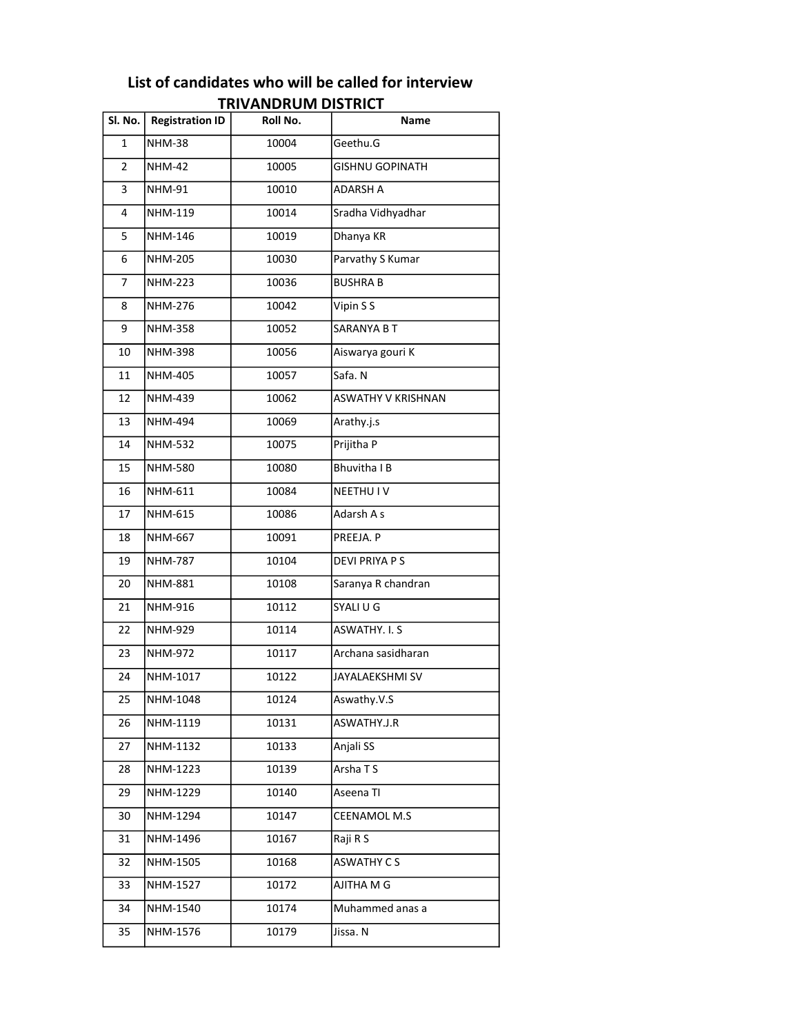# List of candidates who will be called for interview

## TRIVANDRUM DISTRICT

| Sl. No. | Registration ID | Roll No. | Name |
|---|---|---|---|
| 1 | NHM-38 | 10004 | Geethu.G |
| 2 | NHM-42 | 10005 | GISHNU GOPINATH |
| 3 | NHM-91 | 10010 | ADARSH A |
| 4 | NHM-119 | 10014 | Sradha Vidhyadhar |
| 5 | NHM-146 | 10019 | Dhanya KR |
| 6 | NHM-205 | 10030 | Parvathy S Kumar |
| 7 | NHM-223 | 10036 | BUSHRA B |
| 8 | NHM-276 | 10042 | Vipin S S |
| 9 | NHM-358 | 10052 | SARANYA B T |
| 10 | NHM-398 | 10056 | Aiswarya gouri K |
| 11 | NHM-405 | 10057 | Safa. N |
| 12 | NHM-439 | 10062 | ASWATHY V KRISHNAN |
| 13 | NHM-494 | 10069 | Arathy.j.s |
| 14 | NHM-532 | 10075 | Prijitha P |
| 15 | NHM-580 | 10080 | Bhuvitha I B |
| 16 | NHM-611 | 10084 | NEETHU I V |
| 17 | NHM-615 | 10086 | Adarsh A s |
| 18 | NHM-667 | 10091 | PREEJA. P |
| 19 | NHM-787 | 10104 | DEVI PRIYA P S |
| 20 | NHM-881 | 10108 | Saranya R chandran |
| 21 | NHM-916 | 10112 | SYALI U G |
| 22 | NHM-929 | 10114 | ASWATHY. I. S |
| 23 | NHM-972 | 10117 | Archana sasidharan |
| 24 | NHM-1017 | 10122 | JAYALAEKSHMI SV |
| 25 | NHM-1048 | 10124 | Aswathy.V.S |
| 26 | NHM-1119 | 10131 | ASWATHY.J.R |
| 27 | NHM-1132 | 10133 | Anjali SS |
| 28 | NHM-1223 | 10139 | Arsha T S |
| 29 | NHM-1229 | 10140 | Aseena TI |
| 30 | NHM-1294 | 10147 | CEENAMOL M.S |
| 31 | NHM-1496 | 10167 | Raji R S |
| 32 | NHM-1505 | 10168 | ASWATHY C S |
| 33 | NHM-1527 | 10172 | AJITHA M G |
| 34 | NHM-1540 | 10174 | Muhammed anas a |
| 35 | NHM-1576 | 10179 | Jissa. N |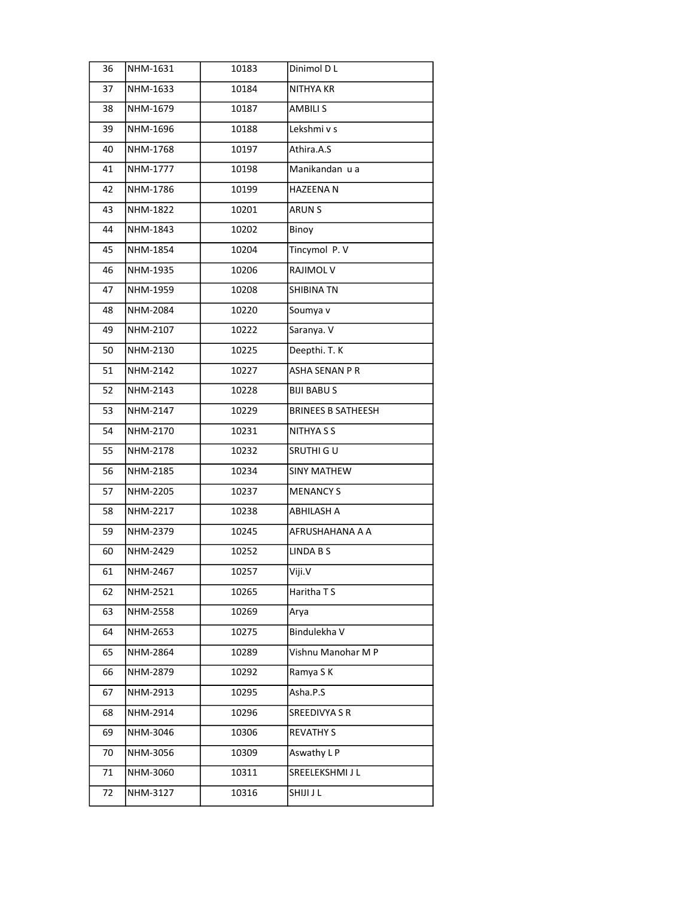| 36 | NHM-1631 | 10183 | Dinimol D L |
|---|---|---|---|
| 37 | NHM-1633 | 10184 | NITHYA KR |
| 38 | NHM-1679 | 10187 | AMBILI S |
| 39 | NHM-1696 | 10188 | Lekshmi v s |
| 40 | NHM-1768 | 10197 | Athira.A.S |
| 41 | NHM-1777 | 10198 | Manikandan u a |
| 42 | NHM-1786 | 10199 | HAZEENA N |
| 43 | NHM-1822 | 10201 | ARUN S |
| 44 | NHM-1843 | 10202 | Binoy |
| 45 | NHM-1854 | 10204 | Tincymol P. V |
| 46 | NHM-1935 | 10206 | RAJIMOL V |
| 47 | NHM-1959 | 10208 | SHIBINA TN |
| 48 | NHM-2084 | 10220 | Soumya v |
| 49 | NHM-2107 | 10222 | Saranya. V |
| 50 | NHM-2130 | 10225 | Deepthi. T. K |
| 51 | NHM-2142 | 10227 | ASHA SENAN P R |
| 52 | NHM-2143 | 10228 | BIJI BABU S |
| 53 | NHM-2147 | 10229 | BRINEES B SATHEESH |
| 54 | NHM-2170 | 10231 | NITHYA S S |
| 55 | NHM-2178 | 10232 | SRUTHI G U |
| 56 | NHM-2185 | 10234 | SINY MATHEW |
| 57 | NHM-2205 | 10237 | MENANCY S |
| 58 | NHM-2217 | 10238 | ABHILASH A |
| 59 | NHM-2379 | 10245 | AFRUSHAHANA A A |
| 60 | NHM-2429 | 10252 | LINDA B S |
| 61 | NHM-2467 | 10257 | Viji.V |
| 62 | NHM-2521 | 10265 | Haritha T S |
| 63 | NHM-2558 | 10269 | Arya |
| 64 | NHM-2653 | 10275 | Bindulekha V |
| 65 | NHM-2864 | 10289 | Vishnu Manohar M P |
| 66 | NHM-2879 | 10292 | Ramya S K |
| 67 | NHM-2913 | 10295 | Asha.P.S |
| 68 | NHM-2914 | 10296 | SREEDIVYA S R |
| 69 | NHM-3046 | 10306 | REVATHY S |
| 70 | NHM-3056 | 10309 | Aswathy L P |
| 71 | NHM-3060 | 10311 | SREELEKSHMI J L |
| 72 | NHM-3127 | 10316 | SHIJI J L |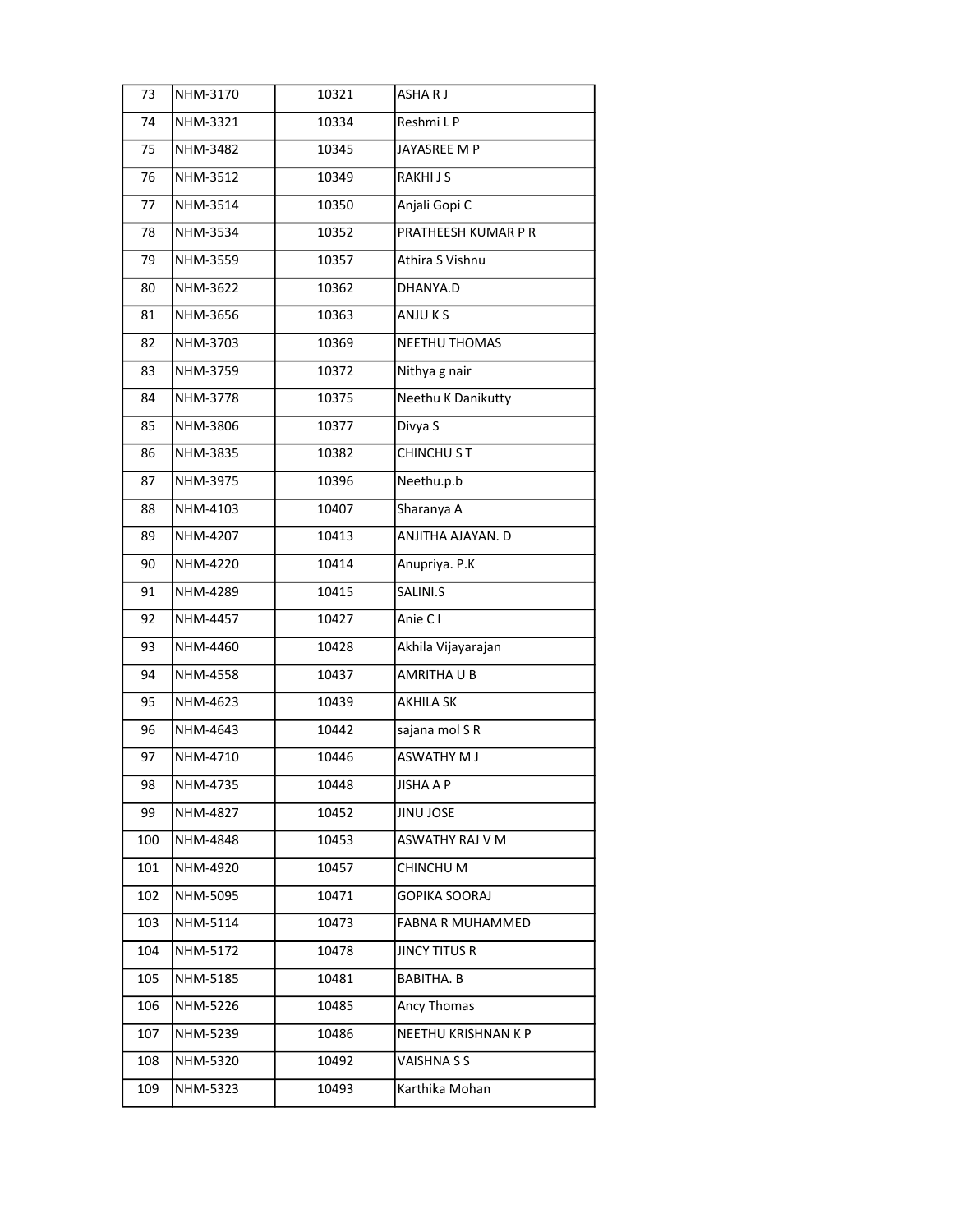| 73 | NHM-3170 | 10321 | ASHA R J |
|---|---|---|---|
| 74 | NHM-3321 | 10334 | Reshmi L P |
| 75 | NHM-3482 | 10345 | JAYASREE M P |
| 76 | NHM-3512 | 10349 | RAKHI J S |
| 77 | NHM-3514 | 10350 | Anjali Gopi C |
| 78 | NHM-3534 | 10352 | PRATHEESH KUMAR P R |
| 79 | NHM-3559 | 10357 | Athira S Vishnu |
| 80 | NHM-3622 | 10362 | DHANYA.D |
| 81 | NHM-3656 | 10363 | ANJU K S |
| 82 | NHM-3703 | 10369 | NEETHU THOMAS |
| 83 | NHM-3759 | 10372 | Nithya g nair |
| 84 | NHM-3778 | 10375 | Neethu K Danikutty |
| 85 | NHM-3806 | 10377 | Divya S |
| 86 | NHM-3835 | 10382 | CHINCHU S T |
| 87 | NHM-3975 | 10396 | Neethu.p.b |
| 88 | NHM-4103 | 10407 | Sharanya A |
| 89 | NHM-4207 | 10413 | ANJITHA AJAYAN. D |
| 90 | NHM-4220 | 10414 | Anupriya. P.K |
| 91 | NHM-4289 | 10415 | SALINI.S |
| 92 | NHM-4457 | 10427 | Anie C I |
| 93 | NHM-4460 | 10428 | Akhila Vijayarajan |
| 94 | NHM-4558 | 10437 | AMRITHA U B |
| 95 | NHM-4623 | 10439 | AKHILA SK |
| 96 | NHM-4643 | 10442 | sajana mol S R |
| 97 | NHM-4710 | 10446 | ASWATHY M J |
| 98 | NHM-4735 | 10448 | JISHA A P |
| 99 | NHM-4827 | 10452 | JINU JOSE |
| 100 | NHM-4848 | 10453 | ASWATHY RAJ V M |
| 101 | NHM-4920 | 10457 | CHINCHU M |
| 102 | NHM-5095 | 10471 | GOPIKA SOORAJ |
| 103 | NHM-5114 | 10473 | FABNA R MUHAMMED |
| 104 | NHM-5172 | 10478 | JINCY TITUS R |
| 105 | NHM-5185 | 10481 | BABITHA. B |
| 106 | NHM-5226 | 10485 | Ancy Thomas |
| 107 | NHM-5239 | 10486 | NEETHU KRISHNAN K P |
| 108 | NHM-5320 | 10492 | VAISHNA S S |
| 109 | NHM-5323 | 10493 | Karthika Mohan |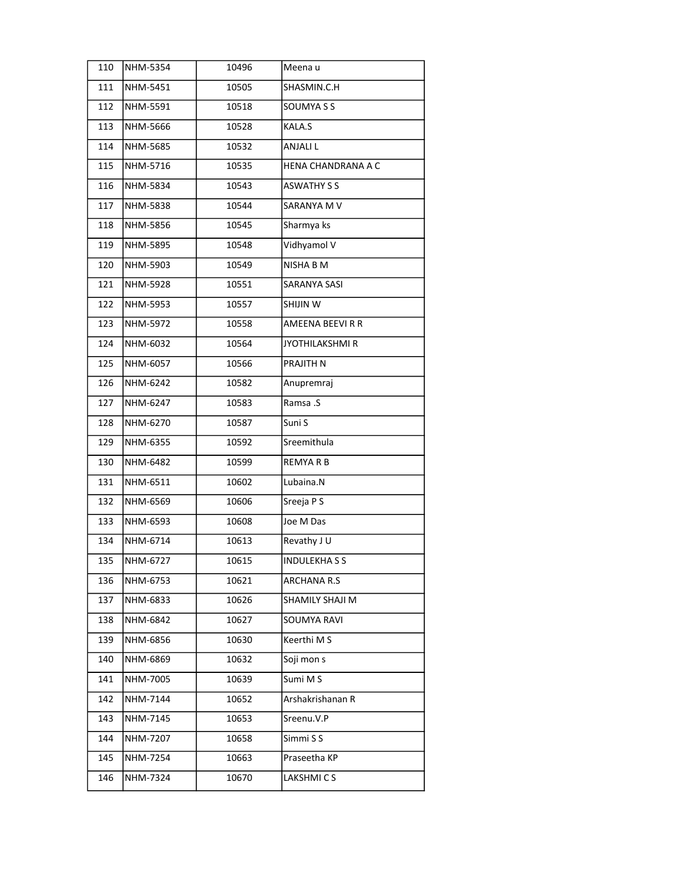| | | | |
|---|---|---|---|
| 110 | NHM-5354 | 10496 | Meena u |
| 111 | NHM-5451 | 10505 | SHASMIN.C.H |
| 112 | NHM-5591 | 10518 | SOUMYA S S |
| 113 | NHM-5666 | 10528 | KALA.S |
| 114 | NHM-5685 | 10532 | ANJALI L |
| 115 | NHM-5716 | 10535 | HENA CHANDRANA A C |
| 116 | NHM-5834 | 10543 | ASWATHY S S |
| 117 | NHM-5838 | 10544 | SARANYA M V |
| 118 | NHM-5856 | 10545 | Sharmya ks |
| 119 | NHM-5895 | 10548 | Vidhyamol V |
| 120 | NHM-5903 | 10549 | NISHA B M |
| 121 | NHM-5928 | 10551 | SARANYA SASI |
| 122 | NHM-5953 | 10557 | SHIJIN W |
| 123 | NHM-5972 | 10558 | AMEENA BEEVI R R |
| 124 | NHM-6032 | 10564 | JYOTHILAKSHMI R |
| 125 | NHM-6057 | 10566 | PRAJITH N |
| 126 | NHM-6242 | 10582 | Anupremraj |
| 127 | NHM-6247 | 10583 | Ramsa .S |
| 128 | NHM-6270 | 10587 | Suni S |
| 129 | NHM-6355 | 10592 | Sreemithula |
| 130 | NHM-6482 | 10599 | REMYA R B |
| 131 | NHM-6511 | 10602 | Lubaina.N |
| 132 | NHM-6569 | 10606 | Sreeja P S |
| 133 | NHM-6593 | 10608 | Joe M Das |
| 134 | NHM-6714 | 10613 | Revathy J U |
| 135 | NHM-6727 | 10615 | INDULEKHA S S |
| 136 | NHM-6753 | 10621 | ARCHANA R.S |
| 137 | NHM-6833 | 10626 | SHAMILY SHAJI M |
| 138 | NHM-6842 | 10627 | SOUMYA RAVI |
| 139 | NHM-6856 | 10630 | Keerthi M S |
| 140 | NHM-6869 | 10632 | Soji mon s |
| 141 | NHM-7005 | 10639 | Sumi M S |
| 142 | NHM-7144 | 10652 | Arshakrishanan R |
| 143 | NHM-7145 | 10653 | Sreenu.V.P |
| 144 | NHM-7207 | 10658 | Simmi S S |
| 145 | NHM-7254 | 10663 | Praseetha KP |
| 146 | NHM-7324 | 10670 | LAKSHMI C S |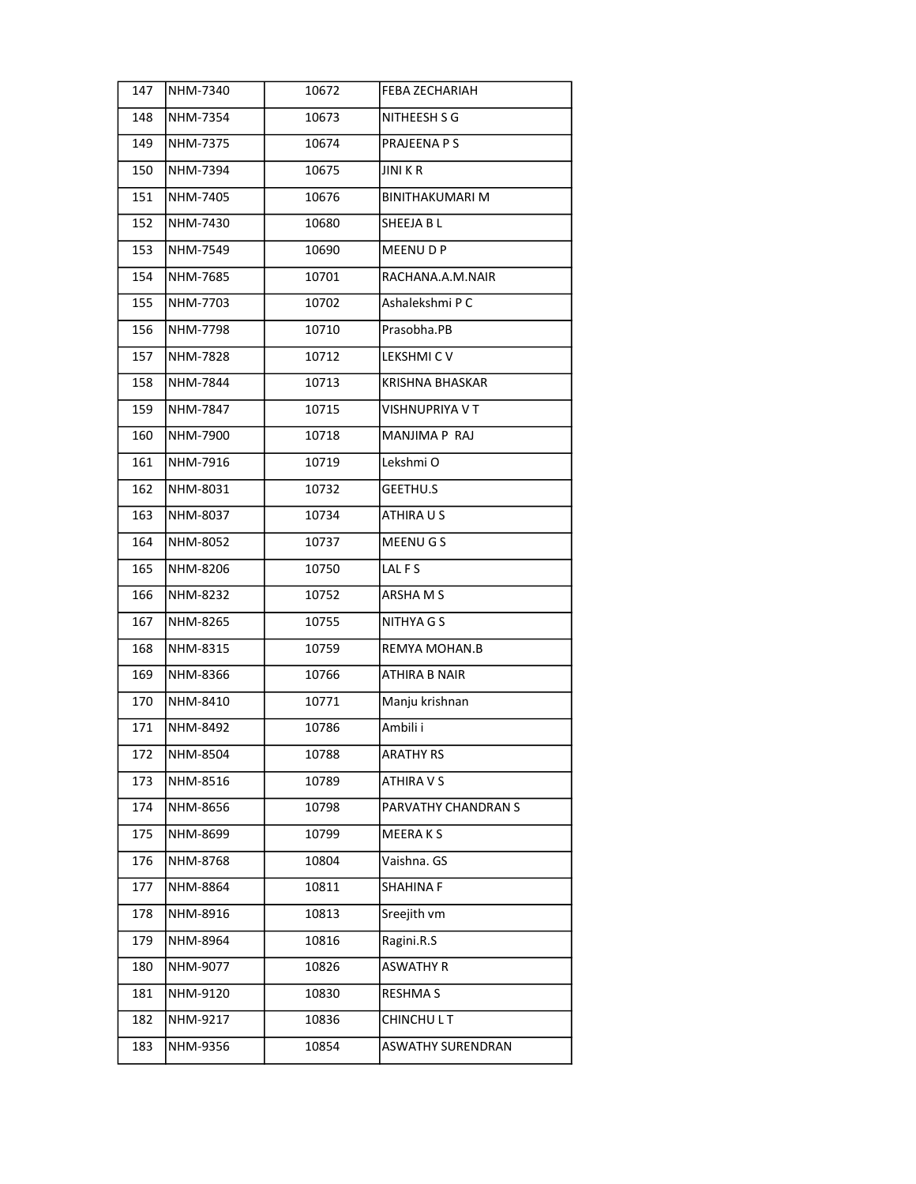| 147 | NHM-7340 | 10672 | FEBA ZECHARIAH |
|---|---|---|---|
| 148 | NHM-7354 | 10673 | NITHEESH S G |
| 149 | NHM-7375 | 10674 | PRAJEENA P S |
| 150 | NHM-7394 | 10675 | JINI K R |
| 151 | NHM-7405 | 10676 | BINITHAKUMARI M |
| 152 | NHM-7430 | 10680 | SHEEJA B L |
| 153 | NHM-7549 | 10690 | MEENU D P |
| 154 | NHM-7685 | 10701 | RACHANA.A.M.NAIR |
| 155 | NHM-7703 | 10702 | Ashalekshmi P C |
| 156 | NHM-7798 | 10710 | Prasobha.PB |
| 157 | NHM-7828 | 10712 | LEKSHMI C V |
| 158 | NHM-7844 | 10713 | KRISHNA BHASKAR |
| 159 | NHM-7847 | 10715 | VISHNUPRIYA V T |
| 160 | NHM-7900 | 10718 | MANJIMA P RAJ |
| 161 | NHM-7916 | 10719 | Lekshmi O |
| 162 | NHM-8031 | 10732 | GEETHU.S |
| 163 | NHM-8037 | 10734 | ATHIRA U S |
| 164 | NHM-8052 | 10737 | MEENU G S |
| 165 | NHM-8206 | 10750 | LAL F S |
| 166 | NHM-8232 | 10752 | ARSHA M S |
| 167 | NHM-8265 | 10755 | NITHYA G S |
| 168 | NHM-8315 | 10759 | REMYA MOHAN.B |
| 169 | NHM-8366 | 10766 | ATHIRA B NAIR |
| 170 | NHM-8410 | 10771 | Manju krishnan |
| 171 | NHM-8492 | 10786 | Ambili i |
| 172 | NHM-8504 | 10788 | ARATHY RS |
| 173 | NHM-8516 | 10789 | ATHIRA V S |
| 174 | NHM-8656 | 10798 | PARVATHY CHANDRAN S |
| 175 | NHM-8699 | 10799 | MEERA K S |
| 176 | NHM-8768 | 10804 | Vaishna. GS |
| 177 | NHM-8864 | 10811 | SHAHINA F |
| 178 | NHM-8916 | 10813 | Sreejith vm |
| 179 | NHM-8964 | 10816 | Ragini.R.S |
| 180 | NHM-9077 | 10826 | ASWATHY R |
| 181 | NHM-9120 | 10830 | RESHMA S |
| 182 | NHM-9217 | 10836 | CHINCHU L T |
| 183 | NHM-9356 | 10854 | ASWATHY SURENDRAN |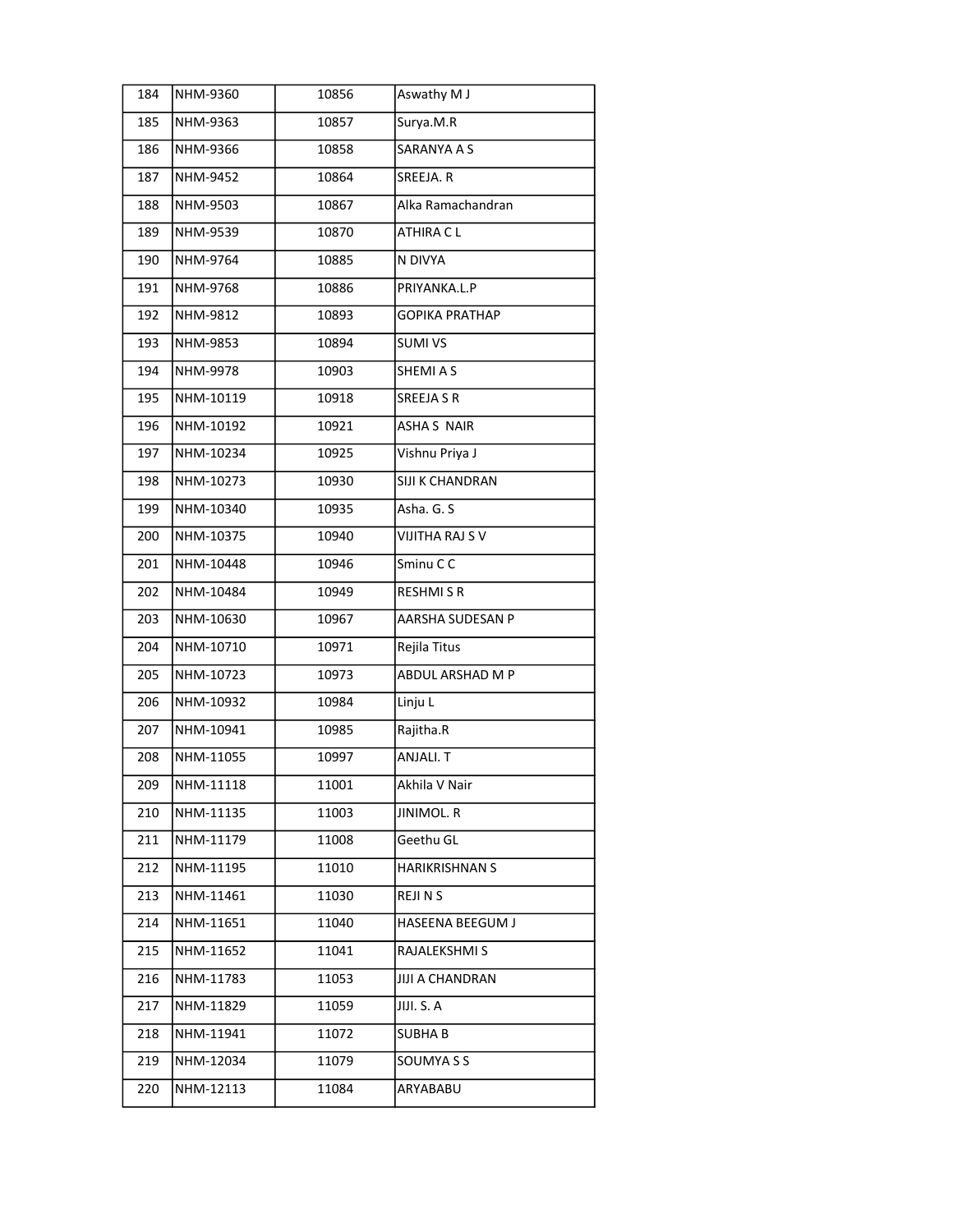| 184 | NHM-9360 | 10856 | Aswathy M J |
|---|---|---|---|
| 185 | NHM-9363 | 10857 | Surya.M.R |
| 186 | NHM-9366 | 10858 | SARANYA A S |
| 187 | NHM-9452 | 10864 | SREEJA. R |
| 188 | NHM-9503 | 10867 | Alka Ramachandran |
| 189 | NHM-9539 | 10870 | ATHIRA C L |
| 190 | NHM-9764 | 10885 | N DIVYA |
| 191 | NHM-9768 | 10886 | PRIYANKA.L.P |
| 192 | NHM-9812 | 10893 | GOPIKA PRATHAP |
| 193 | NHM-9853 | 10894 | SUMI VS |
| 194 | NHM-9978 | 10903 | SHEMI A S |
| 195 | NHM-10119 | 10918 | SREEJA S R |
| 196 | NHM-10192 | 10921 | ASHA S NAIR |
| 197 | NHM-10234 | 10925 | Vishnu Priya J |
| 198 | NHM-10273 | 10930 | SIJI K CHANDRAN |
| 199 | NHM-10340 | 10935 | Asha. G. S |
| 200 | NHM-10375 | 10940 | VIJITHA RAJ S V |
| 201 | NHM-10448 | 10946 | Sminu C C |
| 202 | NHM-10484 | 10949 | RESHMI S R |
| 203 | NHM-10630 | 10967 | AARSHA SUDESAN P |
| 204 | NHM-10710 | 10971 | Rejila Titus |
| 205 | NHM-10723 | 10973 | ABDUL ARSHAD M P |
| 206 | NHM-10932 | 10984 | Linju L |
| 207 | NHM-10941 | 10985 | Rajitha.R |
| 208 | NHM-11055 | 10997 | ANJALI. T |
| 209 | NHM-11118 | 11001 | Akhila V Nair |
| 210 | NHM-11135 | 11003 | JINIMOL. R |
| 211 | NHM-11179 | 11008 | Geethu GL |
| 212 | NHM-11195 | 11010 | HARIKRISHNAN S |
| 213 | NHM-11461 | 11030 | REJI N S |
| 214 | NHM-11651 | 11040 | HASEENA BEEGUM J |
| 215 | NHM-11652 | 11041 | RAJALEKSHMI S |
| 216 | NHM-11783 | 11053 | JIJI A CHANDRAN |
| 217 | NHM-11829 | 11059 | JIJI. S. A |
| 218 | NHM-11941 | 11072 | SUBHA B |
| 219 | NHM-12034 | 11079 | SOUMYA S S |
| 220 | NHM-12113 | 11084 | ARYABABU |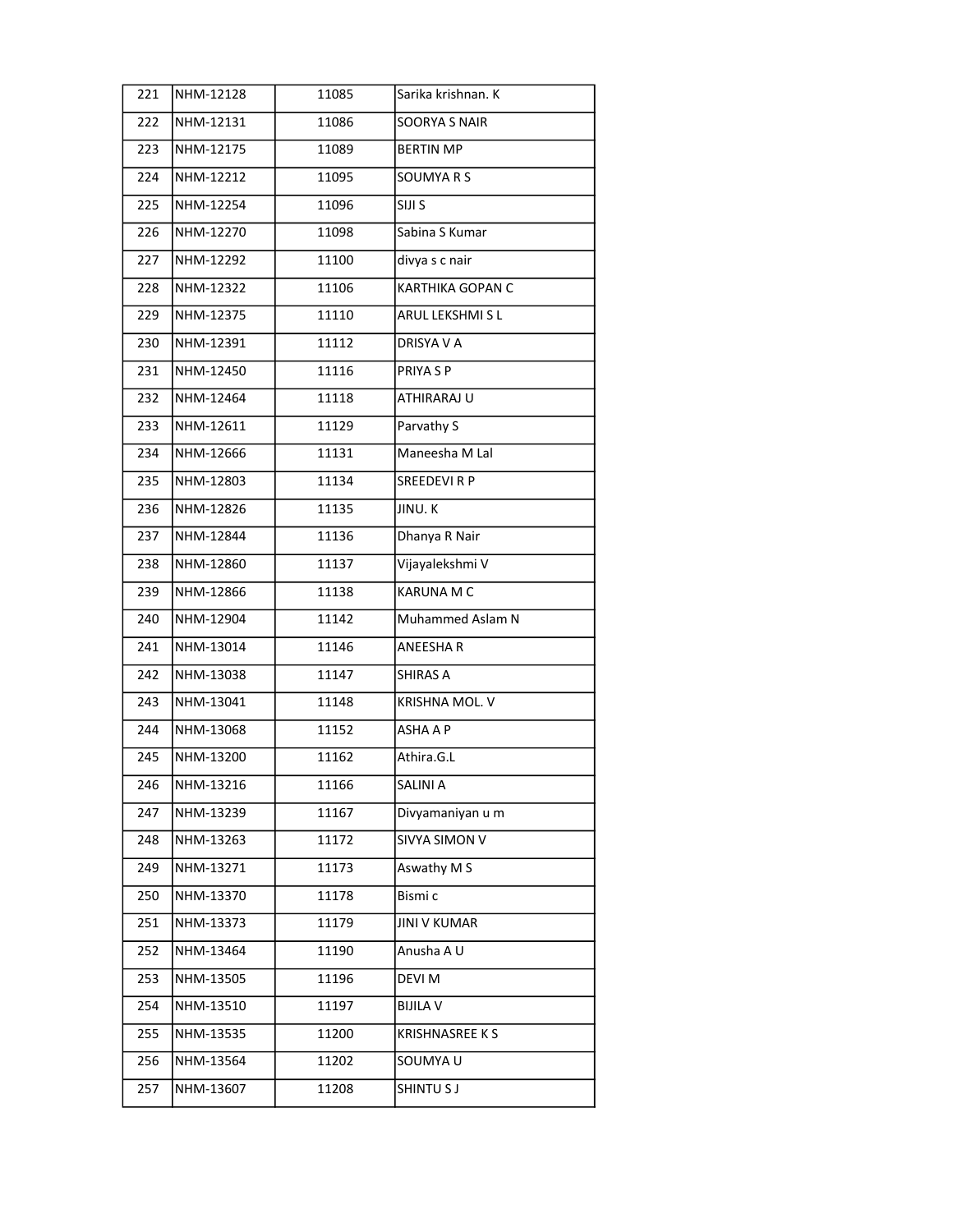| | | | |
|---|---|---|---|
| 221 | NHM-12128 | 11085 | Sarika krishnan. K |
| 222 | NHM-12131 | 11086 | SOORYA S NAIR |
| 223 | NHM-12175 | 11089 | BERTIN MP |
| 224 | NHM-12212 | 11095 | SOUMYA R S |
| 225 | NHM-12254 | 11096 | SIJI S |
| 226 | NHM-12270 | 11098 | Sabina S Kumar |
| 227 | NHM-12292 | 11100 | divya s c nair |
| 228 | NHM-12322 | 11106 | KARTHIKA GOPAN C |
| 229 | NHM-12375 | 11110 | ARUL LEKSHMI S L |
| 230 | NHM-12391 | 11112 | DRISYA V A |
| 231 | NHM-12450 | 11116 | PRIYA S P |
| 232 | NHM-12464 | 11118 | ATHIRARAJ U |
| 233 | NHM-12611 | 11129 | Parvathy S |
| 234 | NHM-12666 | 11131 | Maneesha M Lal |
| 235 | NHM-12803 | 11134 | SREEDEVI R P |
| 236 | NHM-12826 | 11135 | JINU. K |
| 237 | NHM-12844 | 11136 | Dhanya R Nair |
| 238 | NHM-12860 | 11137 | Vijayalekshmi V |
| 239 | NHM-12866 | 11138 | KARUNA M C |
| 240 | NHM-12904 | 11142 | Muhammed Aslam N |
| 241 | NHM-13014 | 11146 | ANEESHA R |
| 242 | NHM-13038 | 11147 | SHIRAS A |
| 243 | NHM-13041 | 11148 | KRISHNA MOL. V |
| 244 | NHM-13068 | 11152 | ASHA A P |
| 245 | NHM-13200 | 11162 | Athira.G.L |
| 246 | NHM-13216 | 11166 | SALINI A |
| 247 | NHM-13239 | 11167 | Divyamaniyan u m |
| 248 | NHM-13263 | 11172 | SIVYA SIMON V |
| 249 | NHM-13271 | 11173 | Aswathy M S |
| 250 | NHM-13370 | 11178 | Bismi c |
| 251 | NHM-13373 | 11179 | JINI V KUMAR |
| 252 | NHM-13464 | 11190 | Anusha A U |
| 253 | NHM-13505 | 11196 | DEVI M |
| 254 | NHM-13510 | 11197 | BIJILA V |
| 255 | NHM-13535 | 11200 | KRISHNASREE K S |
| 256 | NHM-13564 | 11202 | SOUMYA U |
| 257 | NHM-13607 | 11208 | SHINTU S J |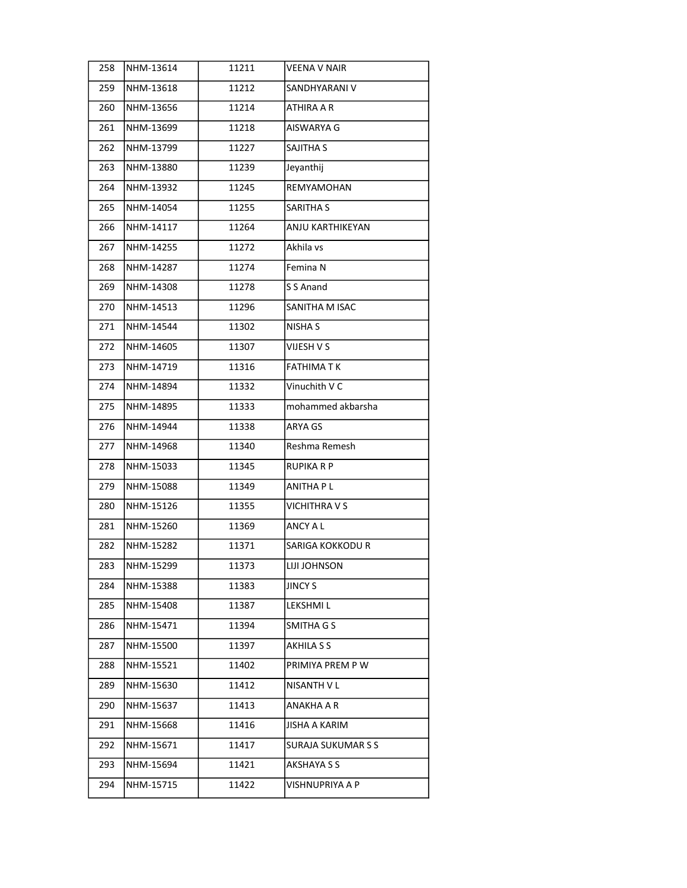| 258 | NHM-13614 | 11211 | VEENA V NAIR |
|---|---|---|---|
| 259 | NHM-13618 | 11212 | SANDHYARANI V |
| 260 | NHM-13656 | 11214 | ATHIRA A R |
| 261 | NHM-13699 | 11218 | AISWARYA G |
| 262 | NHM-13799 | 11227 | SAJITHA S |
| 263 | NHM-13880 | 11239 | Jeyanthij |
| 264 | NHM-13932 | 11245 | REMYAMOHAN |
| 265 | NHM-14054 | 11255 | SARITHA S |
| 266 | NHM-14117 | 11264 | ANJU KARTHIKEYAN |
| 267 | NHM-14255 | 11272 | Akhila vs |
| 268 | NHM-14287 | 11274 | Femina N |
| 269 | NHM-14308 | 11278 | S S Anand |
| 270 | NHM-14513 | 11296 | SANITHA M ISAC |
| 271 | NHM-14544 | 11302 | NISHA S |
| 272 | NHM-14605 | 11307 | VIJESH V S |
| 273 | NHM-14719 | 11316 | FATHIMA T K |
| 274 | NHM-14894 | 11332 | Vinuchith V C |
| 275 | NHM-14895 | 11333 | mohammed akbarsha |
| 276 | NHM-14944 | 11338 | ARYA GS |
| 277 | NHM-14968 | 11340 | Reshma Remesh |
| 278 | NHM-15033 | 11345 | RUPIKA R P |
| 279 | NHM-15088 | 11349 | ANITHA P L |
| 280 | NHM-15126 | 11355 | VICHITHRA V S |
| 281 | NHM-15260 | 11369 | ANCY A L |
| 282 | NHM-15282 | 11371 | SARIGA KOKKODU R |
| 283 | NHM-15299 | 11373 | LIJI JOHNSON |
| 284 | NHM-15388 | 11383 | JINCY S |
| 285 | NHM-15408 | 11387 | LEKSHMI L |
| 286 | NHM-15471 | 11394 | SMITHA G S |
| 287 | NHM-15500 | 11397 | AKHILA S S |
| 288 | NHM-15521 | 11402 | PRIMIYA PREM P W |
| 289 | NHM-15630 | 11412 | NISANTH V L |
| 290 | NHM-15637 | 11413 | ANAKHA A R |
| 291 | NHM-15668 | 11416 | JISHA A KARIM |
| 292 | NHM-15671 | 11417 | SURAJA SUKUMAR S S |
| 293 | NHM-15694 | 11421 | AKSHAYA S S |
| 294 | NHM-15715 | 11422 | VISHNUPRIYA A P |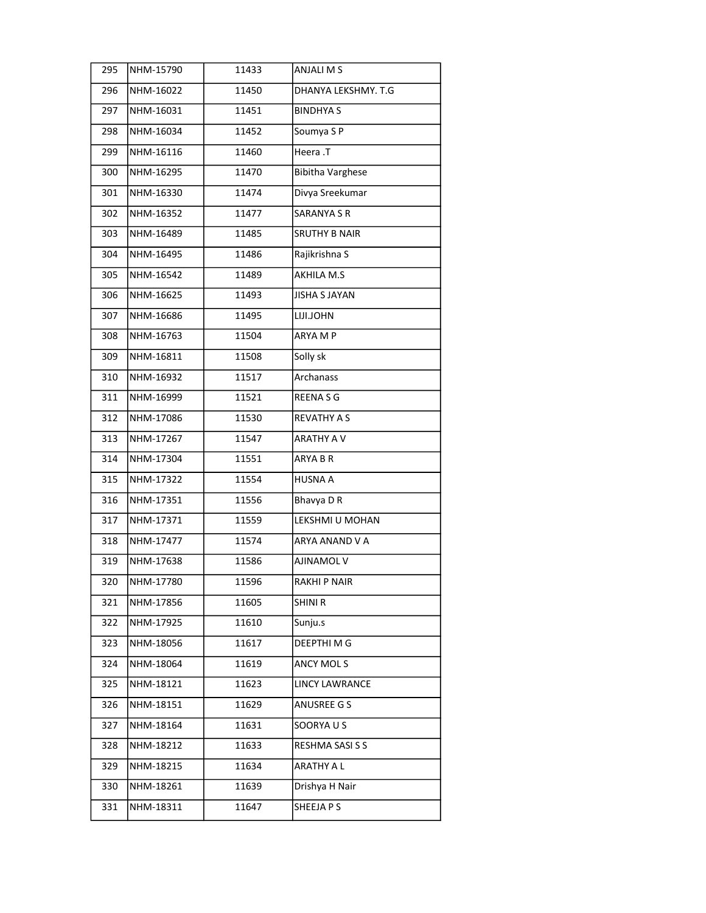| 295 | NHM-15790 | 11433 | ANJALI M S |
|---|---|---|---|
| 296 | NHM-16022 | 11450 | DHANYA LEKSHMY. T.G |
| 297 | NHM-16031 | 11451 | BINDHYA S |
| 298 | NHM-16034 | 11452 | Soumya S P |
| 299 | NHM-16116 | 11460 | Heera .T |
| 300 | NHM-16295 | 11470 | Bibitha Varghese |
| 301 | NHM-16330 | 11474 | Divya Sreekumar |
| 302 | NHM-16352 | 11477 | SARANYA S R |
| 303 | NHM-16489 | 11485 | SRUTHY B NAIR |
| 304 | NHM-16495 | 11486 | Rajikrishna S |
| 305 | NHM-16542 | 11489 | AKHILA M.S |
| 306 | NHM-16625 | 11493 | JISHA S JAYAN |
| 307 | NHM-16686 | 11495 | LIJI.JOHN |
| 308 | NHM-16763 | 11504 | ARYA M P |
| 309 | NHM-16811 | 11508 | Solly sk |
| 310 | NHM-16932 | 11517 | Archanass |
| 311 | NHM-16999 | 11521 | REENA S G |
| 312 | NHM-17086 | 11530 | REVATHY A S |
| 313 | NHM-17267 | 11547 | ARATHY A V |
| 314 | NHM-17304 | 11551 | ARYA B R |
| 315 | NHM-17322 | 11554 | HUSNA A |
| 316 | NHM-17351 | 11556 | Bhavya D R |
| 317 | NHM-17371 | 11559 | LEKSHMI U MOHAN |
| 318 | NHM-17477 | 11574 | ARYA ANAND V A |
| 319 | NHM-17638 | 11586 | AJINAMOL V |
| 320 | NHM-17780 | 11596 | RAKHI P NAIR |
| 321 | NHM-17856 | 11605 | SHINI R |
| 322 | NHM-17925 | 11610 | Sunju.s |
| 323 | NHM-18056 | 11617 | DEEPTHI M G |
| 324 | NHM-18064 | 11619 | ANCY MOL S |
| 325 | NHM-18121 | 11623 | LINCY LAWRANCE |
| 326 | NHM-18151 | 11629 | ANUSREE G S |
| 327 | NHM-18164 | 11631 | SOORYA U S |
| 328 | NHM-18212 | 11633 | RESHMA SASI S S |
| 329 | NHM-18215 | 11634 | ARATHY A L |
| 330 | NHM-18261 | 11639 | Drishya H Nair |
| 331 | NHM-18311 | 11647 | SHEEJA P S |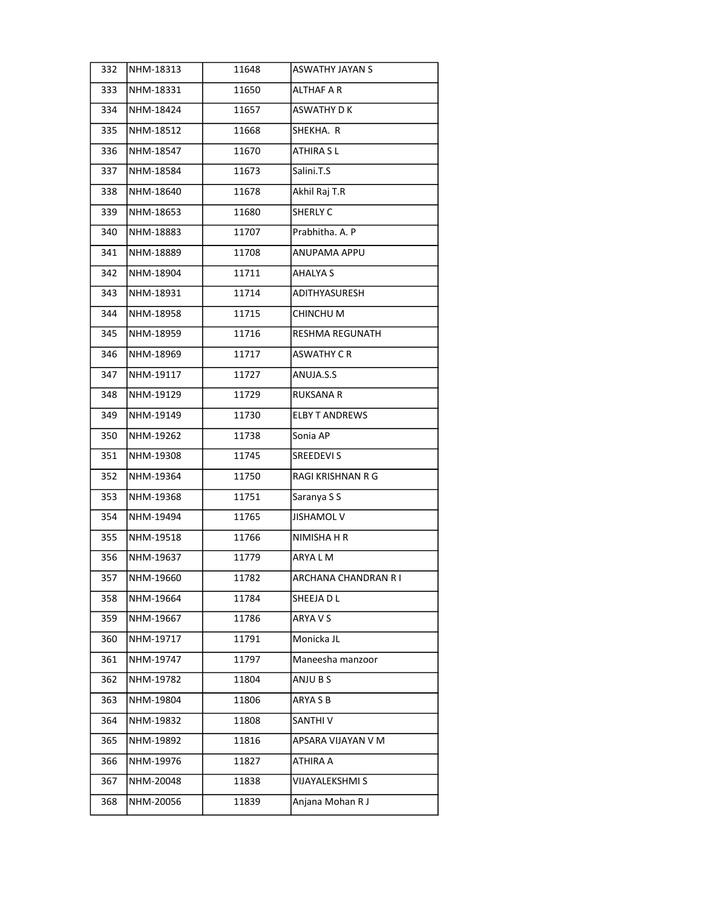| | | | |
|---|---|---|---|
| 332 | NHM-18313 | 11648 | ASWATHY JAYAN S |
| 333 | NHM-18331 | 11650 | ALTHAF A R |
| 334 | NHM-18424 | 11657 | ASWATHY D K |
| 335 | NHM-18512 | 11668 | SHEKHA.  R |
| 336 | NHM-18547 | 11670 | ATHIRA S L |
| 337 | NHM-18584 | 11673 | Salini.T.S |
| 338 | NHM-18640 | 11678 | Akhil Raj T.R |
| 339 | NHM-18653 | 11680 | SHERLY C |
| 340 | NHM-18883 | 11707 | Prabhitha. A. P |
| 341 | NHM-18889 | 11708 | ANUPAMA APPU |
| 342 | NHM-18904 | 11711 | AHALYA S |
| 343 | NHM-18931 | 11714 | ADITHYASURESH |
| 344 | NHM-18958 | 11715 | CHINCHU M |
| 345 | NHM-18959 | 11716 | RESHMA REGUNATH |
| 346 | NHM-18969 | 11717 | ASWATHY C R |
| 347 | NHM-19117 | 11727 | ANUJA.S.S |
| 348 | NHM-19129 | 11729 | RUKSANA R |
| 349 | NHM-19149 | 11730 | ELBY T ANDREWS |
| 350 | NHM-19262 | 11738 | Sonia AP |
| 351 | NHM-19308 | 11745 | SREEDEVI S |
| 352 | NHM-19364 | 11750 | RAGI KRISHNAN R G |
| 353 | NHM-19368 | 11751 | Saranya S S |
| 354 | NHM-19494 | 11765 | JISHAMOL V |
| 355 | NHM-19518 | 11766 | NIMISHA H R |
| 356 | NHM-19637 | 11779 | ARYA L M |
| 357 | NHM-19660 | 11782 | ARCHANA CHANDRAN R I |
| 358 | NHM-19664 | 11784 | SHEEJA D L |
| 359 | NHM-19667 | 11786 | ARYA V S |
| 360 | NHM-19717 | 11791 | Monicka JL |
| 361 | NHM-19747 | 11797 | Maneesha manzoor |
| 362 | NHM-19782 | 11804 | ANJU B S |
| 363 | NHM-19804 | 11806 | ARYA S B |
| 364 | NHM-19832 | 11808 | SANTHI V |
| 365 | NHM-19892 | 11816 | APSARA VIJAYAN V M |
| 366 | NHM-19976 | 11827 | ATHIRA A |
| 367 | NHM-20048 | 11838 | VIJAYALEKSHMI S |
| 368 | NHM-20056 | 11839 | Anjana Mohan R J |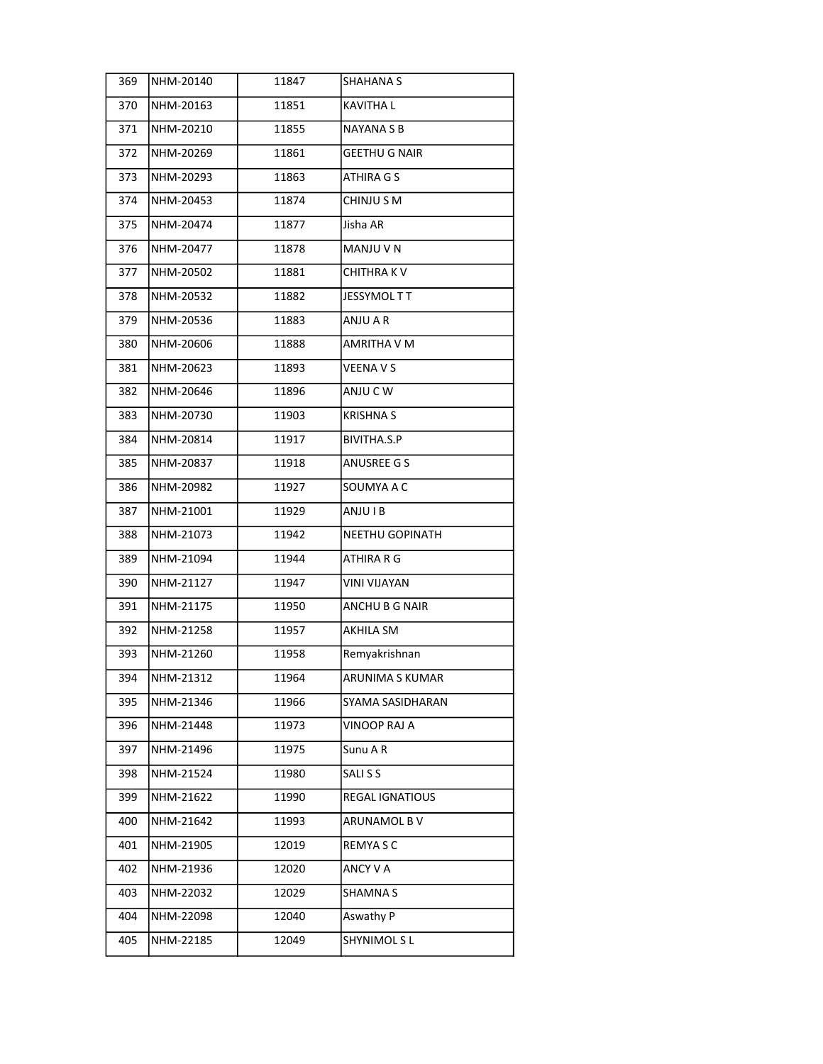| | | | |
|---|---|---|---|
| 369 | NHM-20140 | 11847 | SHAHANA S |
| 370 | NHM-20163 | 11851 | KAVITHA L |
| 371 | NHM-20210 | 11855 | NAYANA S B |
| 372 | NHM-20269 | 11861 | GEETHU G NAIR |
| 373 | NHM-20293 | 11863 | ATHIRA G S |
| 374 | NHM-20453 | 11874 | CHINJU S M |
| 375 | NHM-20474 | 11877 | Jisha AR |
| 376 | NHM-20477 | 11878 | MANJU V N |
| 377 | NHM-20502 | 11881 | CHITHRA K V |
| 378 | NHM-20532 | 11882 | JESSYMOL T T |
| 379 | NHM-20536 | 11883 | ANJU A R |
| 380 | NHM-20606 | 11888 | AMRITHA V M |
| 381 | NHM-20623 | 11893 | VEENA V S |
| 382 | NHM-20646 | 11896 | ANJU C W |
| 383 | NHM-20730 | 11903 | KRISHNA S |
| 384 | NHM-20814 | 11917 | BIVITHA.S.P |
| 385 | NHM-20837 | 11918 | ANUSREE G S |
| 386 | NHM-20982 | 11927 | SOUMYA A C |
| 387 | NHM-21001 | 11929 | ANJU I B |
| 388 | NHM-21073 | 11942 | NEETHU GOPINATH |
| 389 | NHM-21094 | 11944 | ATHIRA R G |
| 390 | NHM-21127 | 11947 | VINI VIJAYAN |
| 391 | NHM-21175 | 11950 | ANCHU B G NAIR |
| 392 | NHM-21258 | 11957 | AKHILA SM |
| 393 | NHM-21260 | 11958 | Remyakrishnan |
| 394 | NHM-21312 | 11964 | ARUNIMA S KUMAR |
| 395 | NHM-21346 | 11966 | SYAMA SASIDHARAN |
| 396 | NHM-21448 | 11973 | VINOOP RAJ A |
| 397 | NHM-21496 | 11975 | Sunu A R |
| 398 | NHM-21524 | 11980 | SALI S S |
| 399 | NHM-21622 | 11990 | REGAL IGNATIOUS |
| 400 | NHM-21642 | 11993 | ARUNAMOL B V |
| 401 | NHM-21905 | 12019 | REMYA S C |
| 402 | NHM-21936 | 12020 | ANCY V A |
| 403 | NHM-22032 | 12029 | SHAMNA S |
| 404 | NHM-22098 | 12040 | Aswathy P |
| 405 | NHM-22185 | 12049 | SHYNIMOL S L |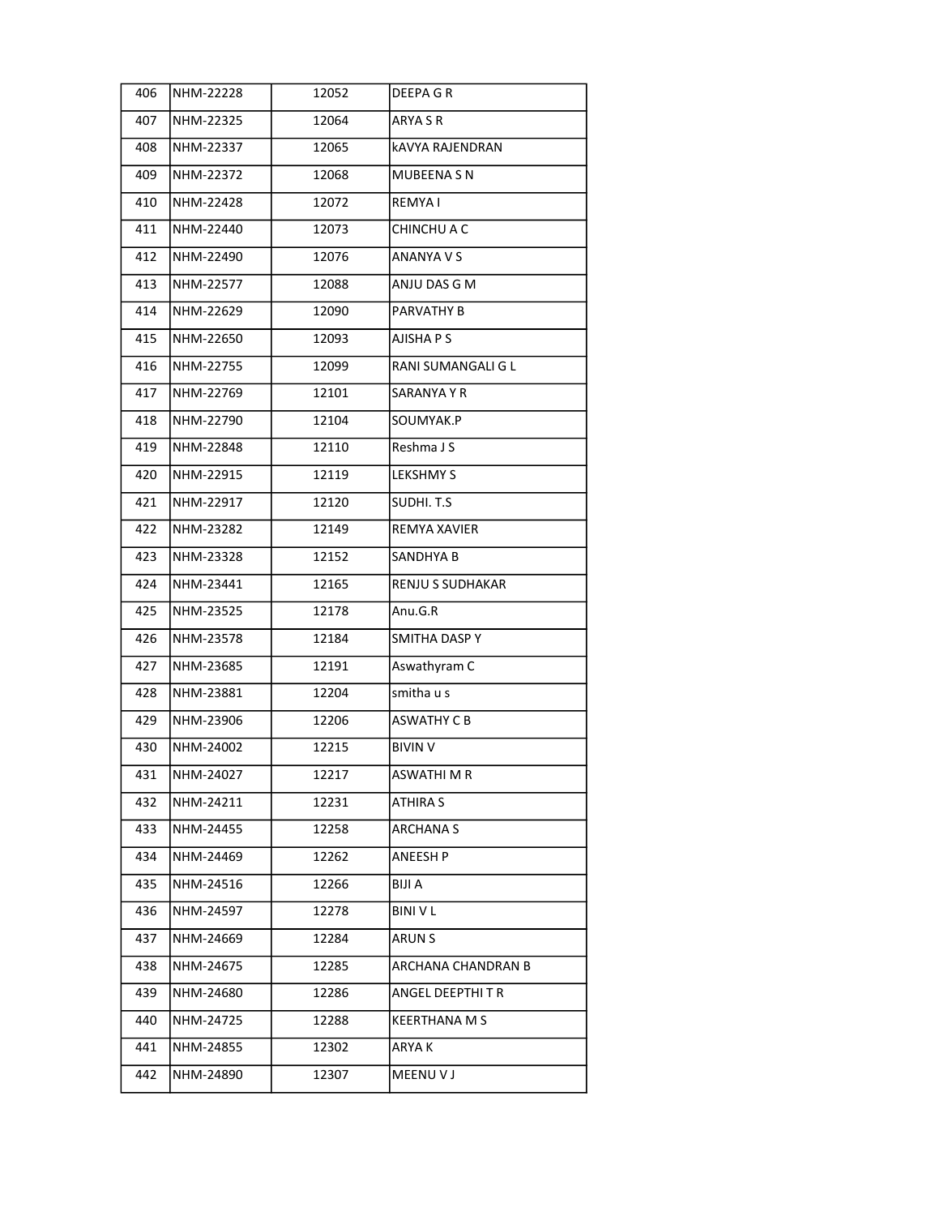| | | | |
|---|---|---|---|
| 406 | NHM-22228 | 12052 | DEEPA G R |
| 407 | NHM-22325 | 12064 | ARYA S R |
| 408 | NHM-22337 | 12065 | kAVYA RAJENDRAN |
| 409 | NHM-22372 | 12068 | MUBEENA S N |
| 410 | NHM-22428 | 12072 | REMYA I |
| 411 | NHM-22440 | 12073 | CHINCHU A C |
| 412 | NHM-22490 | 12076 | ANANYA V S |
| 413 | NHM-22577 | 12088 | ANJU DAS G M |
| 414 | NHM-22629 | 12090 | PARVATHY B |
| 415 | NHM-22650 | 12093 | AJISHA P S |
| 416 | NHM-22755 | 12099 | RANI SUMANGALI G L |
| 417 | NHM-22769 | 12101 | SARANYA Y R |
| 418 | NHM-22790 | 12104 | SOUMYAK.P |
| 419 | NHM-22848 | 12110 | Reshma J S |
| 420 | NHM-22915 | 12119 | LEKSHMY S |
| 421 | NHM-22917 | 12120 | SUDHI. T.S |
| 422 | NHM-23282 | 12149 | REMYA XAVIER |
| 423 | NHM-23328 | 12152 | SANDHYA B |
| 424 | NHM-23441 | 12165 | RENJU S SUDHAKAR |
| 425 | NHM-23525 | 12178 | Anu.G.R |
| 426 | NHM-23578 | 12184 | SMITHA DASP Y |
| 427 | NHM-23685 | 12191 | Aswathyram C |
| 428 | NHM-23881 | 12204 | smitha u s |
| 429 | NHM-23906 | 12206 | ASWATHY C B |
| 430 | NHM-24002 | 12215 | BIVIN V |
| 431 | NHM-24027 | 12217 | ASWATHI M R |
| 432 | NHM-24211 | 12231 | ATHIRA S |
| 433 | NHM-24455 | 12258 | ARCHANA S |
| 434 | NHM-24469 | 12262 | ANEESH P |
| 435 | NHM-24516 | 12266 | BIJI A |
| 436 | NHM-24597 | 12278 | BINI V L |
| 437 | NHM-24669 | 12284 | ARUN S |
| 438 | NHM-24675 | 12285 | ARCHANA CHANDRAN B |
| 439 | NHM-24680 | 12286 | ANGEL DEEPTHI T R |
| 440 | NHM-24725 | 12288 | KEERTHANA M S |
| 441 | NHM-24855 | 12302 | ARYA K |
| 442 | NHM-24890 | 12307 | MEENU V J |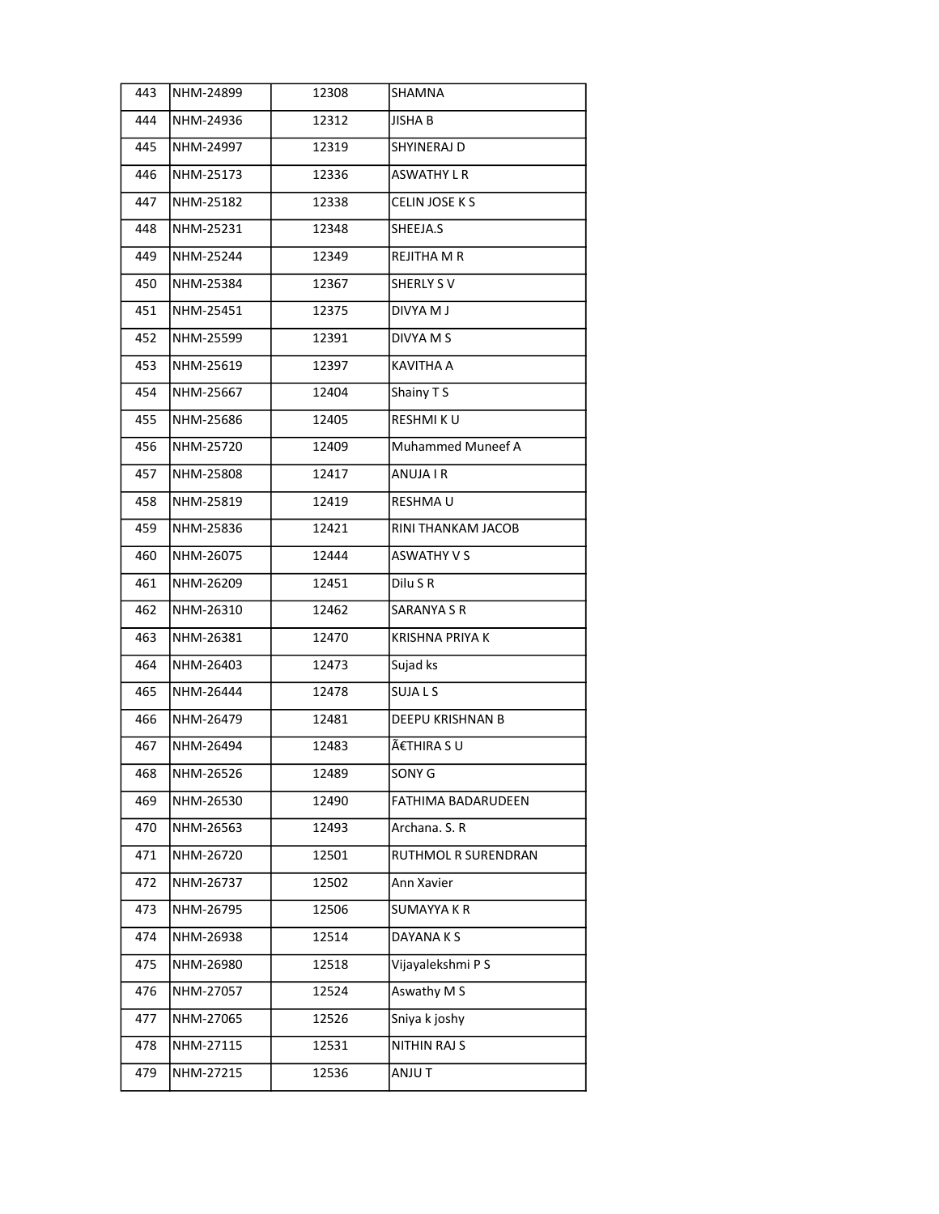| 443 | NHM-24899 | 12308 | SHAMNA |
|---|---|---|---|
| 444 | NHM-24936 | 12312 | JISHA B |
| 445 | NHM-24997 | 12319 | SHYINERAJ D |
| 446 | NHM-25173 | 12336 | ASWATHY L R |
| 447 | NHM-25182 | 12338 | CELIN JOSE K S |
| 448 | NHM-25231 | 12348 | SHEEJA.S |
| 449 | NHM-25244 | 12349 | REJITHA M R |
| 450 | NHM-25384 | 12367 | SHERLY S V |
| 451 | NHM-25451 | 12375 | DIVYA M J |
| 452 | NHM-25599 | 12391 | DIVYA M S |
| 453 | NHM-25619 | 12397 | KAVITHA A |
| 454 | NHM-25667 | 12404 | Shainy T S |
| 455 | NHM-25686 | 12405 | RESHMI K U |
| 456 | NHM-25720 | 12409 | Muhammed Muneef A |
| 457 | NHM-25808 | 12417 | ANUJA I R |
| 458 | NHM-25819 | 12419 | RESHMA U |
| 459 | NHM-25836 | 12421 | RINI THANKAM JACOB |
| 460 | NHM-26075 | 12444 | ASWATHY V S |
| 461 | NHM-26209 | 12451 | Dilu S R |
| 462 | NHM-26310 | 12462 | SARANYA S R |
| 463 | NHM-26381 | 12470 | KRISHNA PRIYA K |
| 464 | NHM-26403 | 12473 | Sujad ks |
| 465 | NHM-26444 | 12478 | SUJA L S |
| 466 | NHM-26479 | 12481 | DEEPU KRISHNAN B |
| 467 | NHM-26494 | 12483 | Ã€THIRA S U |
| 468 | NHM-26526 | 12489 | SONY G |
| 469 | NHM-26530 | 12490 | FATHIMA BADARUDEEN |
| 470 | NHM-26563 | 12493 | Archana. S. R |
| 471 | NHM-26720 | 12501 | RUTHMOL R SURENDRAN |
| 472 | NHM-26737 | 12502 | Ann Xavier |
| 473 | NHM-26795 | 12506 | SUMAYYA K R |
| 474 | NHM-26938 | 12514 | DAYANA K S |
| 475 | NHM-26980 | 12518 | Vijayalekshmi P S |
| 476 | NHM-27057 | 12524 | Aswathy M S |
| 477 | NHM-27065 | 12526 | Sniya k joshy |
| 478 | NHM-27115 | 12531 | NITHIN RAJ S |
| 479 | NHM-27215 | 12536 | ANJU T |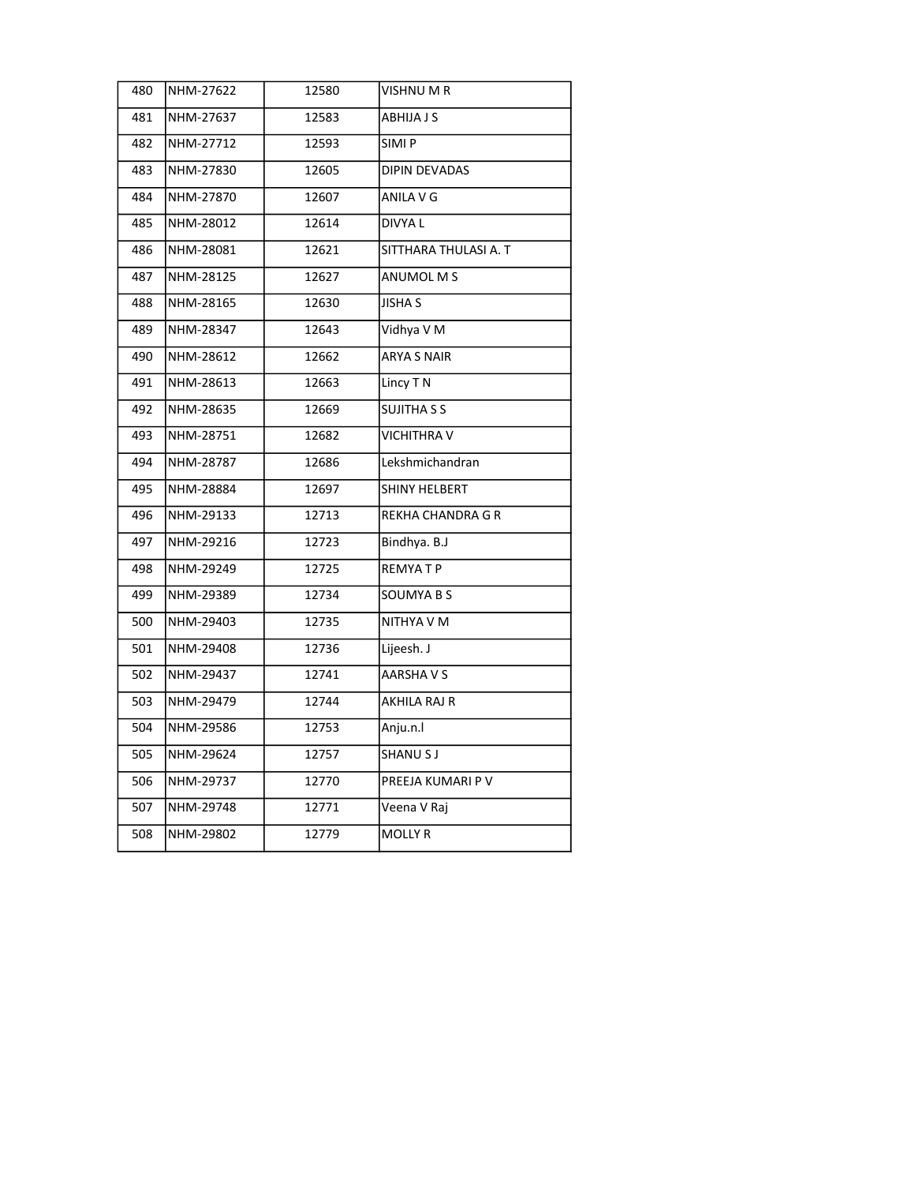| | | | |
|---|---|---|---|
| 480 | NHM-27622 | 12580 | VISHNU M R |
| 481 | NHM-27637 | 12583 | ABHIJA J S |
| 482 | NHM-27712 | 12593 | SIMI P |
| 483 | NHM-27830 | 12605 | DIPIN DEVADAS |
| 484 | NHM-27870 | 12607 | ANILA V G |
| 485 | NHM-28012 | 12614 | DIVYA L |
| 486 | NHM-28081 | 12621 | SITTHARA THULASI A. T |
| 487 | NHM-28125 | 12627 | ANUMOL M S |
| 488 | NHM-28165 | 12630 | JISHA S |
| 489 | NHM-28347 | 12643 | Vidhya V M |
| 490 | NHM-28612 | 12662 | ARYA S NAIR |
| 491 | NHM-28613 | 12663 | Lincy T N |
| 492 | NHM-28635 | 12669 | SUJITHA S S |
| 493 | NHM-28751 | 12682 | VICHITHRA V |
| 494 | NHM-28787 | 12686 | Lekshmichandran |
| 495 | NHM-28884 | 12697 | SHINY HELBERT |
| 496 | NHM-29133 | 12713 | REKHA CHANDRA G R |
| 497 | NHM-29216 | 12723 | Bindhya. B.J |
| 498 | NHM-29249 | 12725 | REMYA T P |
| 499 | NHM-29389 | 12734 | SOUMYA B S |
| 500 | NHM-29403 | 12735 | NITHYA V M |
| 501 | NHM-29408 | 12736 | Lijeesh. J |
| 502 | NHM-29437 | 12741 | AARSHA V S |
| 503 | NHM-29479 | 12744 | AKHILA RAJ R |
| 504 | NHM-29586 | 12753 | Anju.n.l |
| 505 | NHM-29624 | 12757 | SHANU S J |
| 506 | NHM-29737 | 12770 | PREEJA KUMARI P V |
| 507 | NHM-29748 | 12771 | Veena V Raj |
| 508 | NHM-29802 | 12779 | MOLLY R |